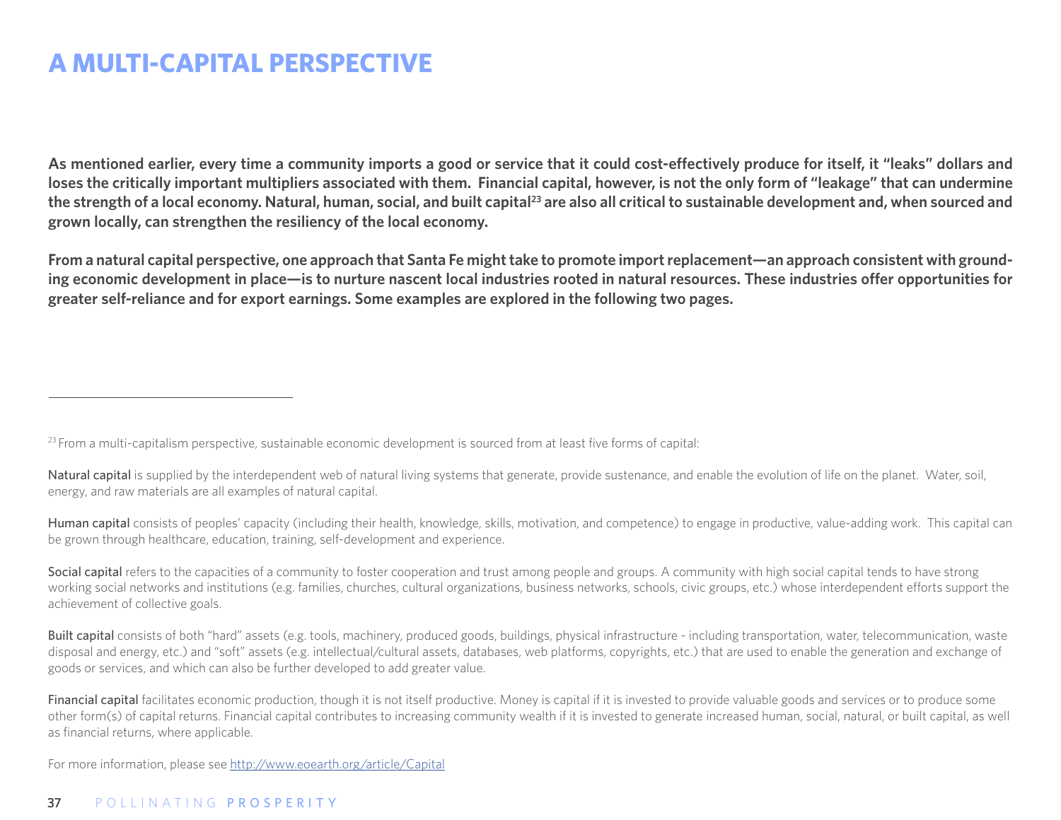# A MULTI-CAPITAL PERSPECTIVE

**As mentioned earlier, every time a community imports a good or service that it could cost-effectively produce for itself, it "leaks" dollars and loses the critically important multipliers associated with them. Financial capital, however, is not the only form of "leakage" that can undermine the strength of a local economy. Natural, human, social, and built capital[23] are also all critical to sustainable development and, when sourced and grown locally, can strengthen the resiliency of the local economy.**

**From a natural capital perspective, one approach that Santa Fe might take to promote import replacement—an approach consistent with grounding economic development in place—is to nurture nascent local industries rooted in natural resources. These industries offer opportunities for greater self-reliance and for export earnings. Some examples are explored in the following two pages.**

---

[23] From a multi-capitalism perspective, sustainable economic development is sourced from at least five forms of capital:

Natural capital is supplied by the interdependent web of natural living systems that generate, provide sustenance, and enable the evolution of life on the planet. Water, soil, energy, and raw materials are all examples of natural capital.

Human capital consists of peoples' capacity (including their health, knowledge, skills, motivation, and competence) to engage in productive, value-adding work. This capital can be grown through healthcare, education, training, self-development and experience.

Social capital refers to the capacities of a community to foster cooperation and trust among people and groups. A community with high social capital tends to have strong working social networks and institutions (e.g. families, churches, cultural organizations, business networks, schools, civic groups, etc.) whose interdependent efforts support the achievement of collective goals.

Built capital consists of both "hard" assets (e.g. tools, machinery, produced goods, buildings, physical infrastructure - including transportation, water, telecommunication, waste disposal and energy, etc.) and "soft" assets (e.g. intellectual/cultural assets, databases, web platforms, copyrights, etc.) that are used to enable the generation and exchange of goods or services, and which can also be further developed to add greater value.

Financial capital facilitates economic production, though it is not itself productive. Money is capital if it is invested to provide valuable goods and services or to produce some other form(s) of capital returns. Financial capital contributes to increasing community wealth if it is invested to generate increased human, social, natural, or built capital, as well as financial returns, where applicable.

For more information, please see http://www.eoearth.org/article/Capital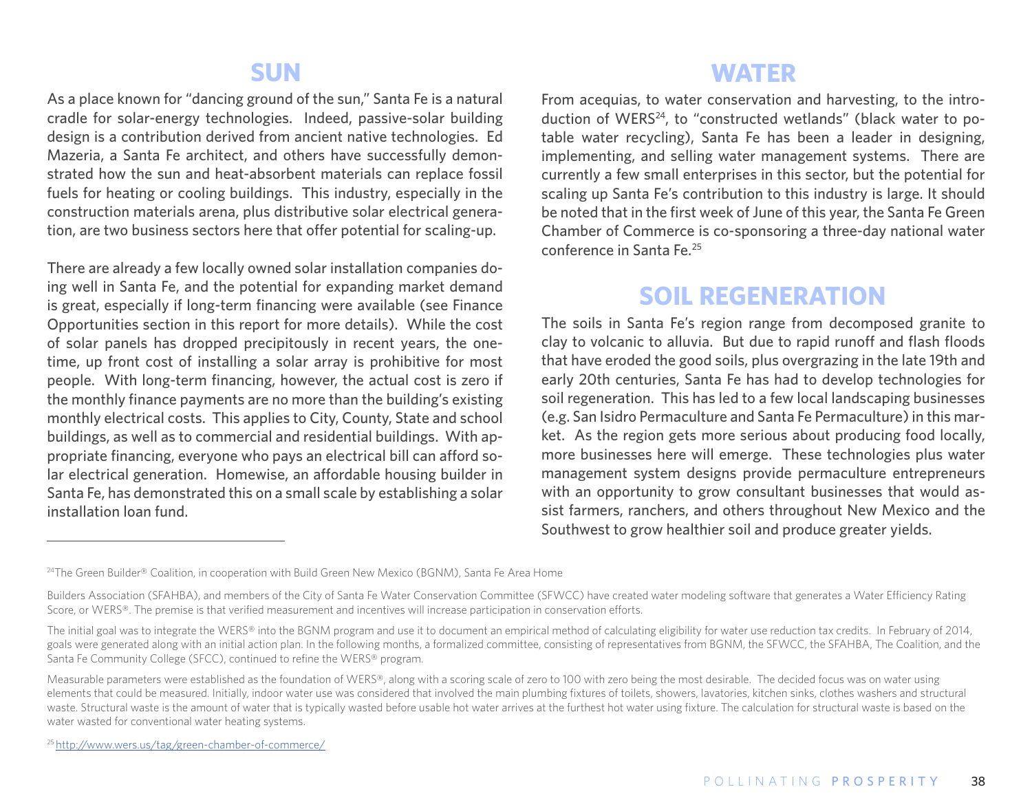## SUN

As a place known for "dancing ground of the sun," Santa Fe is a natural cradle for solar-energy technologies. Indeed, passive-solar building design is a contribution derived from ancient native technologies. Ed Mazeria, a Santa Fe architect, and others have successfully demonstrated how the sun and heat-absorbent materials can replace fossil fuels for heating or cooling buildings. This industry, especially in the construction materials arena, plus distributive solar electrical generation, are two business sectors here that offer potential for scaling-up.

There are already a few locally owned solar installation companies doing well in Santa Fe, and the potential for expanding market demand is great, especially if long-term financing were available (see Finance Opportunities section in this report for more details). While the cost of solar panels has dropped precipitously in recent years, the one-time, up front cost of installing a solar array is prohibitive for most people. With long-term financing, however, the actual cost is zero if the monthly finance payments are no more than the building's existing monthly electrical costs. This applies to City, County, State and school buildings, as well as to commercial and residential buildings. With appropriate financing, everyone who pays an electrical bill can afford solar electrical generation. Homewise, an affordable housing builder in Santa Fe, has demonstrated this on a small scale by establishing a solar installation loan fund.

## WATER

From acequias, to water conservation and harvesting, to the introduction of WERS[24], to "constructed wetlands" (black water to potable water recycling), Santa Fe has been a leader in designing, implementing, and selling water management systems. There are currently a few small enterprises in this sector, but the potential for scaling up Santa Fe's contribution to this industry is large. It should be noted that in the first week of June of this year, the Santa Fe Green Chamber of Commerce is co-sponsoring a three-day national water conference in Santa Fe.[25]

## SOIL REGENERATION

The soils in Santa Fe's region range from decomposed granite to clay to volcanic to alluvia. But due to rapid runoff and flash floods that have eroded the good soils, plus overgrazing in the late 19th and early 20th centuries, Santa Fe has had to develop technologies for soil regeneration. This has led to a few local landscaping businesses (e.g. San Isidro Permaculture and Santa Fe Permaculture) in this market. As the region gets more serious about producing food locally, more businesses here will emerge. These technologies plus water management system designs provide permaculture entrepreneurs with an opportunity to grow consultant businesses that would assist farmers, ranchers, and others throughout New Mexico and the Southwest to grow healthier soil and produce greater yields.

---

[24] The Green Builder® Coalition, in cooperation with Build Green New Mexico (BGNM), Santa Fe Area Home

Builders Association (SFAHBA), and members of the City of Santa Fe Water Conservation Committee (SFWCC) have created water modeling software that generates a Water Efficiency Rating Score, or WERS®. The premise is that verified measurement and incentives will increase participation in conservation efforts.

The initial goal was to integrate the WERS® into the BGNM program and use it to document an empirical method of calculating eligibility for water use reduction tax credits. In February of 2014, goals were generated along with an initial action plan. In the following months, a formalized committee, consisting of representatives from BGNM, the SFWCC, the SFAHBA, The Coalition, and the Santa Fe Community College (SFCC), continued to refine the WERS® program.

Measurable parameters were established as the foundation of WERS®, along with a scoring scale of zero to 100 with zero being the most desirable. The decided focus was on water using elements that could be measured. Initially, indoor water use was considered that involved the main plumbing fixtures of toilets, showers, lavatories, kitchen sinks, clothes washers and structural waste. Structural waste is the amount of water that is typically wasted before usable hot water arrives at the furthest hot water using fixture. The calculation for structural waste is based on the water wasted for conventional water heating systems.

[25] http://www.wers.us/tag/green-chamber-of-commerce/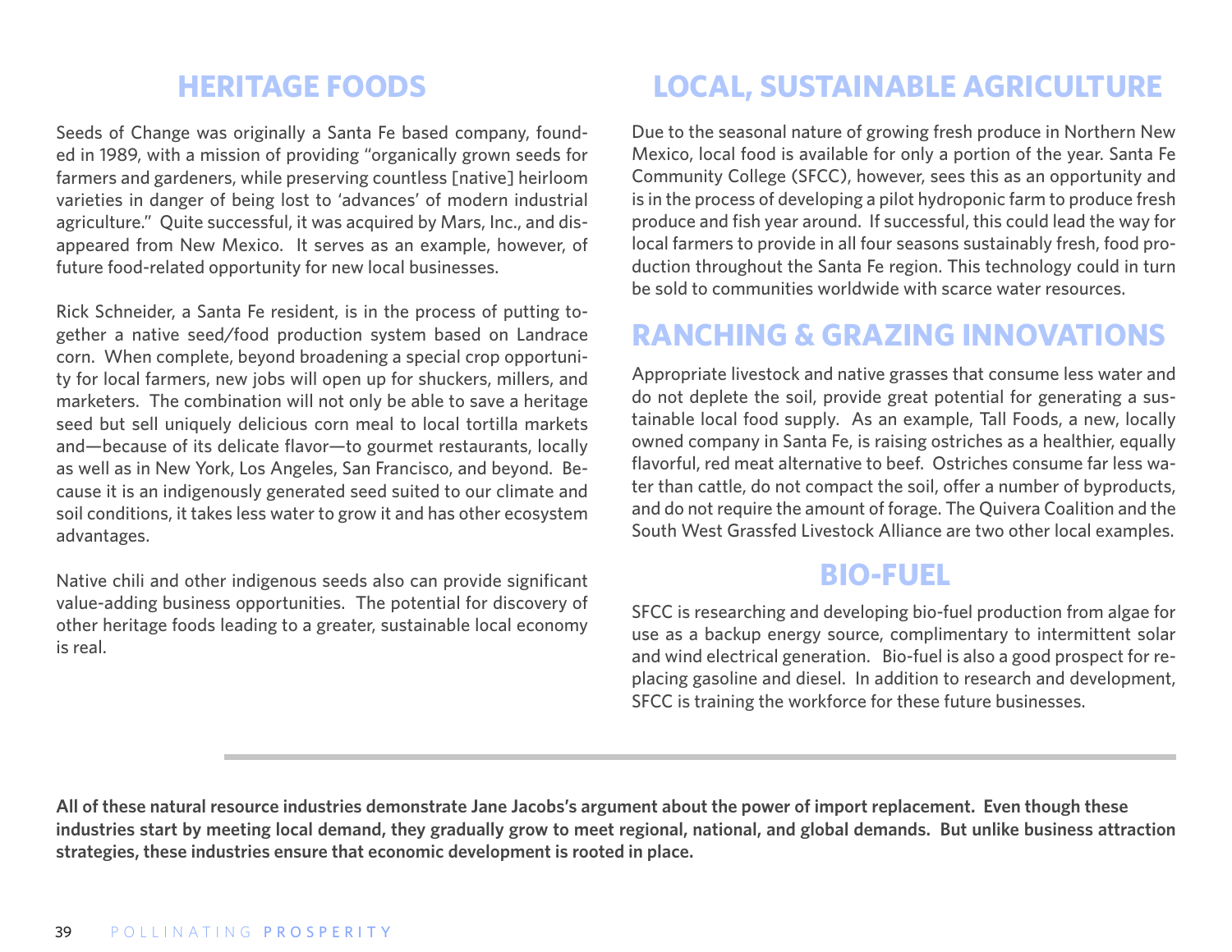## HERITAGE FOODS

Seeds of Change was originally a Santa Fe based company, founded in 1989, with a mission of providing "organically grown seeds for farmers and gardeners, while preserving countless [native] heirloom varieties in danger of being lost to 'advances' of modern industrial agriculture." Quite successful, it was acquired by Mars, Inc., and disappeared from New Mexico. It serves as an example, however, of future food-related opportunity for new local businesses.

Rick Schneider, a Santa Fe resident, is in the process of putting together a native seed/food production system based on Landrace corn. When complete, beyond broadening a special crop opportunity for local farmers, new jobs will open up for shuckers, millers, and marketers. The combination will not only be able to save a heritage seed but sell uniquely delicious corn meal to local tortilla markets and—because of its delicate flavor—to gourmet restaurants, locally as well as in New York, Los Angeles, San Francisco, and beyond. Because it is an indigenously generated seed suited to our climate and soil conditions, it takes less water to grow it and has other ecosystem advantages.

Native chili and other indigenous seeds also can provide significant value-adding business opportunities. The potential for discovery of other heritage foods leading to a greater, sustainable local economy is real.

## LOCAL, SUSTAINABLE AGRICULTURE

Due to the seasonal nature of growing fresh produce in Northern New Mexico, local food is available for only a portion of the year. Santa Fe Community College (SFCC), however, sees this as an opportunity and is in the process of developing a pilot hydroponic farm to produce fresh produce and fish year around. If successful, this could lead the way for local farmers to provide in all four seasons sustainably fresh, food production throughout the Santa Fe region. This technology could in turn be sold to communities worldwide with scarce water resources.

## RANCHING & GRAZING INNOVATIONS

Appropriate livestock and native grasses that consume less water and do not deplete the soil, provide great potential for generating a sustainable local food supply. As an example, Tall Foods, a new, locally owned company in Santa Fe, is raising ostriches as a healthier, equally flavorful, red meat alternative to beef. Ostriches consume far less water than cattle, do not compact the soil, offer a number of byproducts, and do not require the amount of forage. The Quivera Coalition and the South West Grassfed Livestock Alliance are two other local examples.

## BIO-FUEL

SFCC is researching and developing bio-fuel production from algae for use as a backup energy source, complimentary to intermittent solar and wind electrical generation. Bio-fuel is also a good prospect for replacing gasoline and diesel. In addition to research and development, SFCC is training the workforce for these future businesses.

---

**All of these natural resource industries demonstrate Jane Jacobs's argument about the power of import replacement. Even though these industries start by meeting local demand, they gradually grow to meet regional, national, and global demands. But unlike business attraction strategies, these industries ensure that economic development is rooted in place.**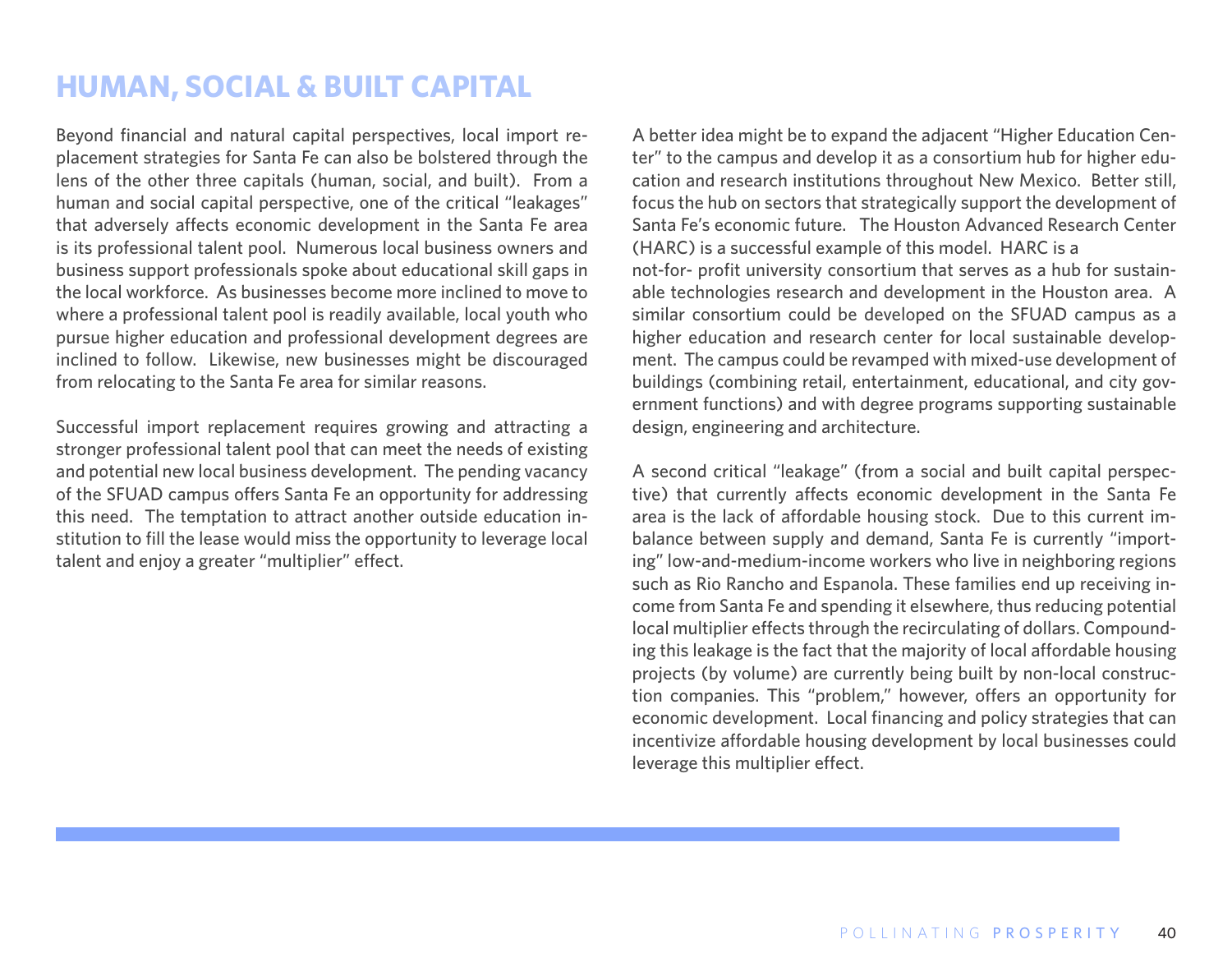# HUMAN, SOCIAL & BUILT CAPITAL

Beyond financial and natural capital perspectives, local import replacement strategies for Santa Fe can also be bolstered through the lens of the other three capitals (human, social, and built). From a human and social capital perspective, one of the critical "leakages" that adversely affects economic development in the Santa Fe area is its professional talent pool. Numerous local business owners and business support professionals spoke about educational skill gaps in the local workforce. As businesses become more inclined to move to where a professional talent pool is readily available, local youth who pursue higher education and professional development degrees are inclined to follow. Likewise, new businesses might be discouraged from relocating to the Santa Fe area for similar reasons.

Successful import replacement requires growing and attracting a stronger professional talent pool that can meet the needs of existing and potential new local business development. The pending vacancy of the SFUAD campus offers Santa Fe an opportunity for addressing this need. The temptation to attract another outside education institution to fill the lease would miss the opportunity to leverage local talent and enjoy a greater "multiplier" effect.

A better idea might be to expand the adjacent "Higher Education Center" to the campus and develop it as a consortium hub for higher education and research institutions throughout New Mexico. Better still, focus the hub on sectors that strategically support the development of Santa Fe's economic future. The Houston Advanced Research Center (HARC) is a successful example of this model. HARC is a not-for- profit university consortium that serves as a hub for sustainable technologies research and development in the Houston area. A similar consortium could be developed on the SFUAD campus as a higher education and research center for local sustainable development. The campus could be revamped with mixed-use development of buildings (combining retail, entertainment, educational, and city government functions) and with degree programs supporting sustainable design, engineering and architecture.

A second critical "leakage" (from a social and built capital perspective) that currently affects economic development in the Santa Fe area is the lack of affordable housing stock. Due to this current imbalance between supply and demand, Santa Fe is currently "importing" low-and-medium-income workers who live in neighboring regions such as Rio Rancho and Espanola. These families end up receiving income from Santa Fe and spending it elsewhere, thus reducing potential local multiplier effects through the recirculating of dollars. Compounding this leakage is the fact that the majority of local affordable housing projects (by volume) are currently being built by non-local construction companies. This "problem," however, offers an opportunity for economic development. Local financing and policy strategies that can incentivize affordable housing development by local businesses could leverage this multiplier effect.